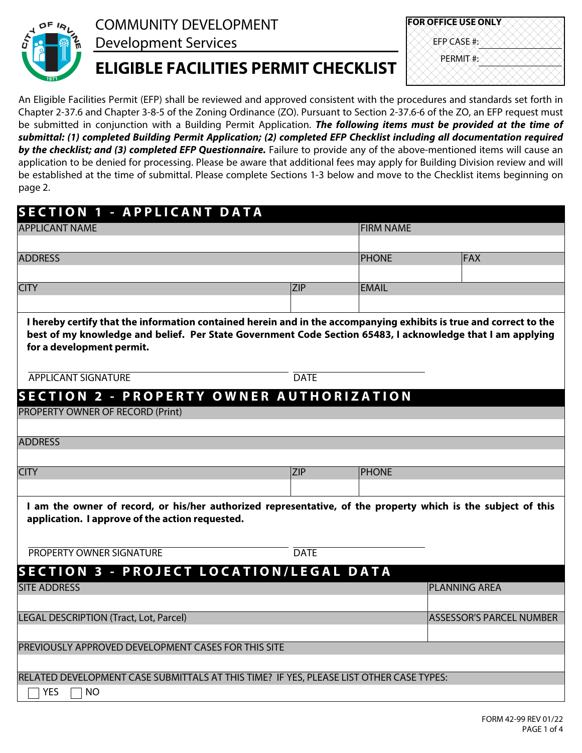COMMUNITY DEVELOPMENT
Development Services

# ELIGIBLE FACILITIES PERMIT CHECKLIST

| FOR OFFICE USE ONLY |
| --- |
| EFP CASE #: |
| PERMIT #: |

An Eligible Facilities Permit (EFP) shall be reviewed and approved consistent with the procedures and standards set forth in Chapter 2-37.6 and Chapter 3-8-5 of the Zoning Ordinance (ZO). Pursuant to Section 2-37.6-6 of the ZO, an EFP request must be submitted in conjunction with a Building Permit Application. ***The following items must be provided at the time of submittal: (1) completed Building Permit Application; (2) completed EFP Checklist including all documentation required by the checklist; and (3) completed EFP Questionnaire.*** Failure to provide any of the above-mentioned items will cause an application to be denied for processing. Please be aware that additional fees may apply for Building Division review and will be established at the time of submittal. Please complete Sections 1-3 below and move to the Checklist items beginning on page 2.

## SECTION 1 - APPLICANT DATA

| APPLICANT NAME | | FIRM NAME | |
| --- | --- | --- | --- |
| | | | |
| ADDRESS | | PHONE | FAX |
| | | | |
| CITY | ZIP | EMAIL | |
| | | | |

**I hereby certify that the information contained herein and in the accompanying exhibits is true and correct to the best of my knowledge and belief. Per State Government Code Section 65483, I acknowledge that I am applying for a development permit.**

APPLICANT SIGNATURE ____________________ DATE ____________

## SECTION 2 - PROPERTY OWNER AUTHORIZATION

| PROPERTY OWNER OF RECORD (Print) | | |
| --- | --- | --- |
| | | |
| ADDRESS | | |
| | | |
| CITY | ZIP | PHONE |
| | | |

**I am the owner of record, or his/her authorized representative, of the property which is the subject of this application. I approve of the action requested.**

PROPERTY OWNER SIGNATURE ____________________ DATE ____________

## SECTION 3 - PROJECT LOCATION/LEGAL DATA

| SITE ADDRESS | PLANNING AREA |
| --- | --- |
| | |
| LEGAL DESCRIPTION (Tract, Lot, Parcel) | ASSESSOR'S PARCEL NUMBER |
| | |
| PREVIOUSLY APPROVED DEVELOPMENT CASES FOR THIS SITE | |
| | |
| RELATED DEVELOPMENT CASE SUBMITTALS AT THIS TIME? IF YES, PLEASE LIST OTHER CASE TYPES: | |
| ☐ YES ☐ NO | |

FORM 42-99 REV 01/22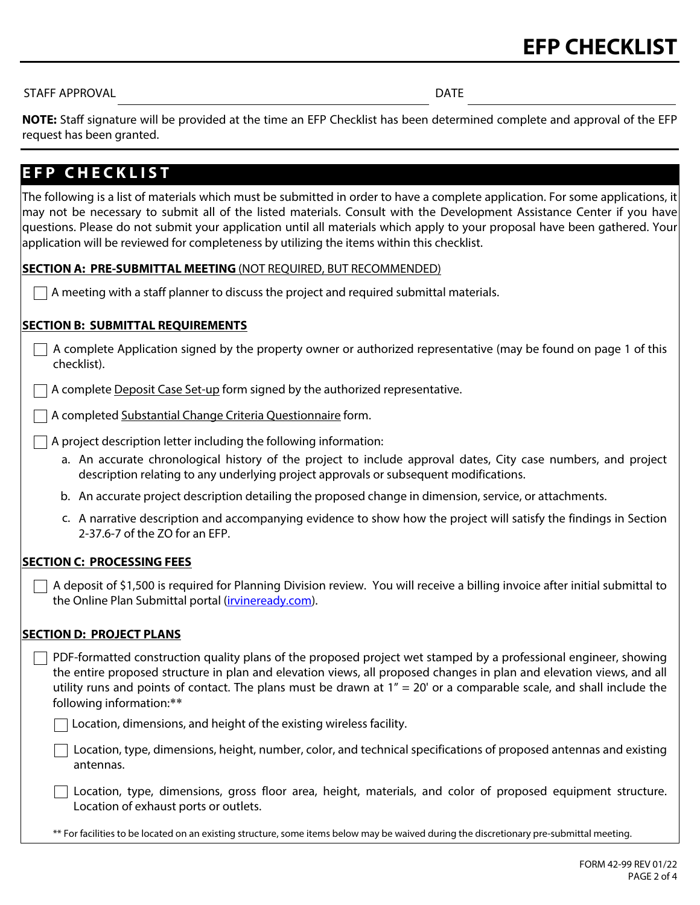# EFP CHECKLIST

STAFF APPROVAL ______________________________ DATE ____________________

**NOTE:** Staff signature will be provided at the time an EFP Checklist has been determined complete and approval of the EFP request has been granted.

## EFP CHECKLIST

The following is a list of materials which must be submitted in order to have a complete application. For some applications, it may not be necessary to submit all of the listed materials. Consult with the Development Assistance Center if you have questions. Please do not submit your application until all materials which apply to your proposal have been gathered. Your application will be reviewed for completeness by utilizing the items within this checklist.

### SECTION A: PRE-SUBMITTAL MEETING (NOT REQUIRED, BUT RECOMMENDED)

- ☐ A meeting with a staff planner to discuss the project and required submittal materials.

### SECTION B: SUBMITTAL REQUIREMENTS

- ☐ A complete Application signed by the property owner or authorized representative (may be found on page 1 of this checklist).
- ☐ A complete Deposit Case Set-up form signed by the authorized representative.
- ☐ A completed Substantial Change Criteria Questionnaire form.
- ☐ A project description letter including the following information:
  a. An accurate chronological history of the project to include approval dates, City case numbers, and project description relating to any underlying project approvals or subsequent modifications.
  b. An accurate project description detailing the proposed change in dimension, service, or attachments.
  c. A narrative description and accompanying evidence to show how the project will satisfy the findings in Section 2-37.6-7 of the ZO for an EFP.

### SECTION C: PROCESSING FEES

- ☐ A deposit of $1,500 is required for Planning Division review. You will receive a billing invoice after initial submittal to the Online Plan Submittal portal (irvineready.com).

### SECTION D: PROJECT PLANS

- ☐ PDF-formatted construction quality plans of the proposed project wet stamped by a professional engineer, showing the entire proposed structure in plan and elevation views, all proposed changes in plan and elevation views, and all utility runs and points of contact. The plans must be drawn at 1" = 20' or a comparable scale, and shall include the following information:**
  - ☐ Location, dimensions, and height of the existing wireless facility.
  - ☐ Location, type, dimensions, height, number, color, and technical specifications of proposed antennas and existing antennas.
  - ☐ Location, type, dimensions, gross floor area, height, materials, and color of proposed equipment structure. Location of exhaust ports or outlets.

** For facilities to be located on an existing structure, some items below may be waived during the discretionary pre-submittal meeting.

FORM 42-99 REV 01/22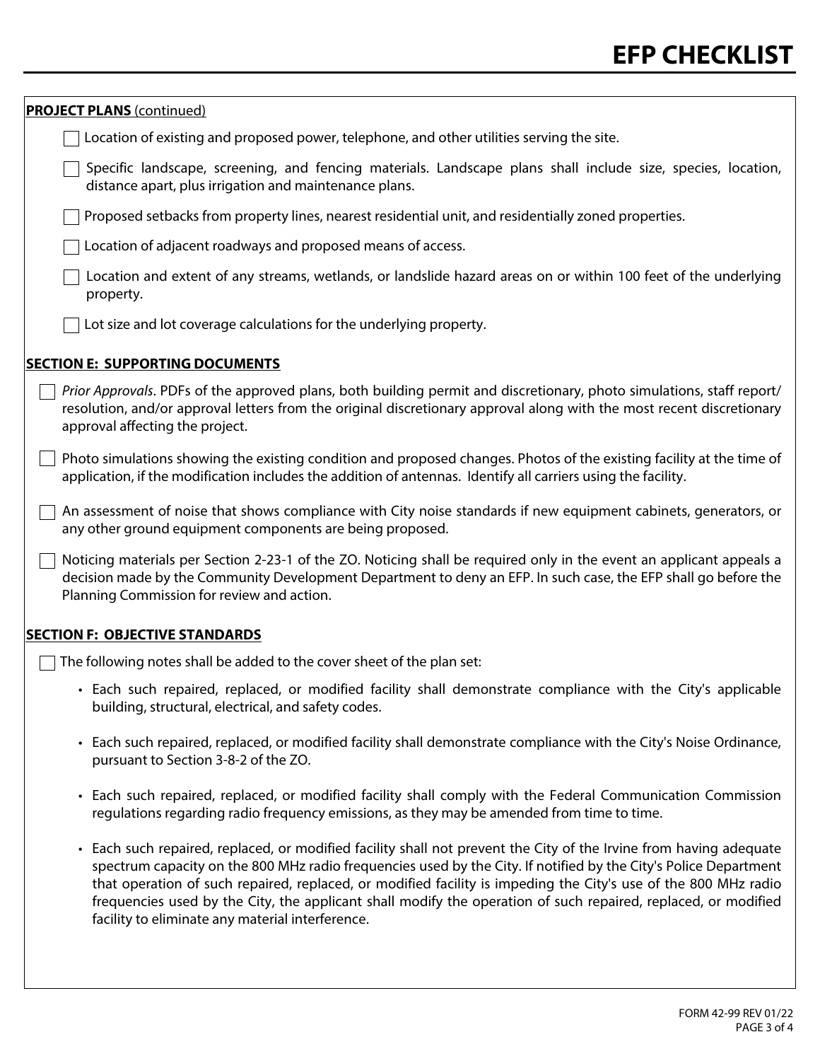# EFP CHECKLIST

**PROJECT PLANS** (continued)

- [ ] Location of existing and proposed power, telephone, and other utilities serving the site.
- [ ] Specific landscape, screening, and fencing materials. Landscape plans shall include size, species, location, distance apart, plus irrigation and maintenance plans.
- [ ] Proposed setbacks from property lines, nearest residential unit, and residentially zoned properties.
- [ ] Location of adjacent roadways and proposed means of access.
- [ ] Location and extent of any streams, wetlands, or landslide hazard areas on or within 100 feet of the underlying property.
- [ ] Lot size and lot coverage calculations for the underlying property.

**SECTION E: SUPPORTING DOCUMENTS**

- [ ] *Prior Approvals*. PDFs of the approved plans, both building permit and discretionary, photo simulations, staff report/ resolution, and/or approval letters from the original discretionary approval along with the most recent discretionary approval affecting the project.
- [ ] Photo simulations showing the existing condition and proposed changes. Photos of the existing facility at the time of application, if the modification includes the addition of antennas. Identify all carriers using the facility.
- [ ] An assessment of noise that shows compliance with City noise standards if new equipment cabinets, generators, or any other ground equipment components are being proposed.
- [ ] Noticing materials per Section 2-23-1 of the ZO. Noticing shall be required only in the event an applicant appeals a decision made by the Community Development Department to deny an EFP. In such case, the EFP shall go before the Planning Commission for review and action.

**SECTION F: OBJECTIVE STANDARDS**

- [ ] The following notes shall be added to the cover sheet of the plan set:
  - Each such repaired, replaced, or modified facility shall demonstrate compliance with the City's applicable building, structural, electrical, and safety codes.
  - Each such repaired, replaced, or modified facility shall demonstrate compliance with the City's Noise Ordinance, pursuant to Section 3-8-2 of the ZO.
  - Each such repaired, replaced, or modified facility shall comply with the Federal Communication Commission regulations regarding radio frequency emissions, as they may be amended from time to time.
  - Each such repaired, replaced, or modified facility shall not prevent the City of the Irvine from having adequate spectrum capacity on the 800 MHz radio frequencies used by the City. If notified by the City's Police Department that operation of such repaired, replaced, or modified facility is impeding the City's use of the 800 MHz radio frequencies used by the City, the applicant shall modify the operation of such repaired, replaced, or modified facility to eliminate any material interference.

FORM 42-99 REV 01/22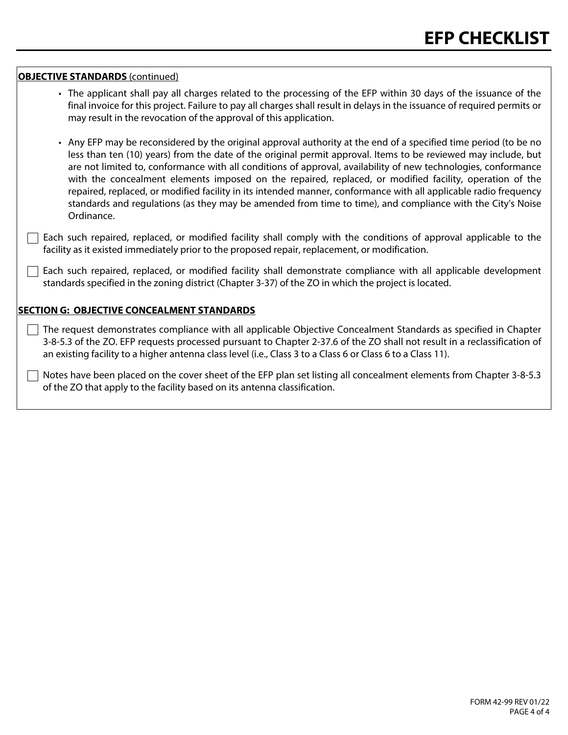**OBJECTIVE STANDARDS** (continued)

- The applicant shall pay all charges related to the processing of the EFP within 30 days of the issuance of the final invoice for this project. Failure to pay all charges shall result in delays in the issuance of required permits or may result in the revocation of the approval of this application.
- Any EFP may be reconsidered by the original approval authority at the end of a specified time period (to be no less than ten (10) years) from the date of the original permit approval. Items to be reviewed may include, but are not limited to, conformance with all conditions of approval, availability of new technologies, conformance with the concealment elements imposed on the repaired, replaced, or modified facility, operation of the repaired, replaced, or modified facility in its intended manner, conformance with all applicable radio frequency standards and regulations (as they may be amended from time to time), and compliance with the City's Noise Ordinance.

- [ ] Each such repaired, replaced, or modified facility shall comply with the conditions of approval applicable to the facility as it existed immediately prior to the proposed repair, replacement, or modification.
- [ ] Each such repaired, replaced, or modified facility shall demonstrate compliance with all applicable development standards specified in the zoning district (Chapter 3-37) of the ZO in which the project is located.

**SECTION G: OBJECTIVE CONCEALMENT STANDARDS**

- [ ] The request demonstrates compliance with all applicable Objective Concealment Standards as specified in Chapter 3-8-5.3 of the ZO. EFP requests processed pursuant to Chapter 2-37.6 of the ZO shall not result in a reclassification of an existing facility to a higher antenna class level (i.e., Class 3 to a Class 6 or Class 6 to a Class 11).
- [ ] Notes have been placed on the cover sheet of the EFP plan set listing all concealment elements from Chapter 3-8-5.3 of the ZO that apply to the facility based on its antenna classification.

FORM 42-99 REV 01/22